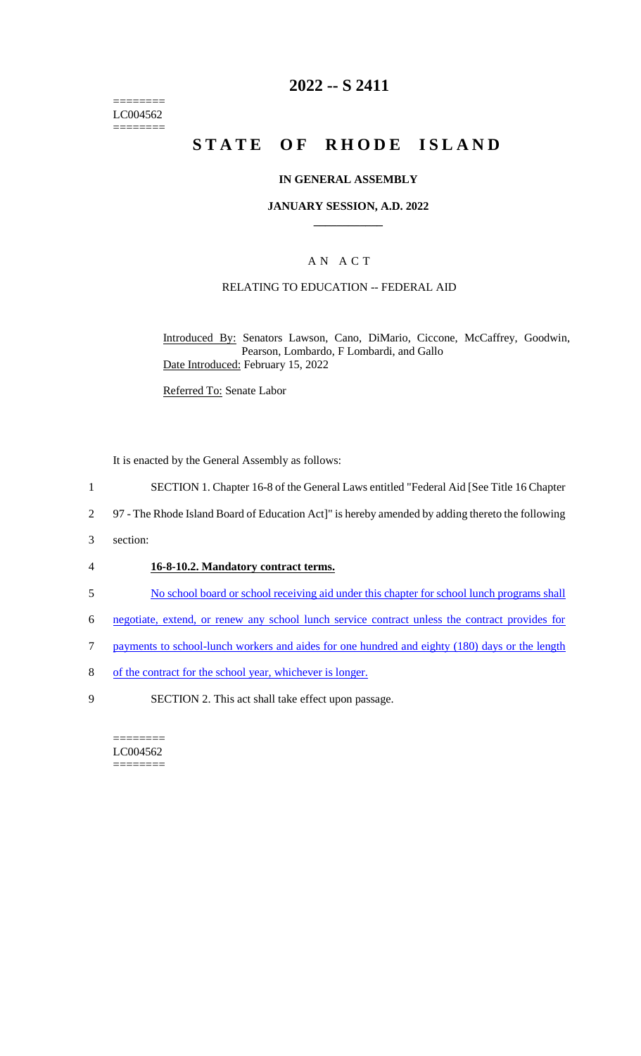========
LC004562
========

# 2022 -- S 2411

# STATE OF RHODE ISLAND

## IN GENERAL ASSEMBLY

### JANUARY SESSION, A.D. 2022

---

A N A C T

RELATING TO EDUCATION -- FEDERAL AID

Introduced By: Senators Lawson, Cano, DiMario, Ciccone, McCaffrey, Goodwin, Pearson, Lombardo, F Lombardi, and Gallo

Date Introduced: February 15, 2022

Referred To: Senate Labor

It is enacted by the General Assembly as follows:

1 SECTION 1. Chapter 16-8 of the General Laws entitled "Federal Aid [See Title 16 Chapter
2 97 - The Rhode Island Board of Education Act]" is hereby amended by adding thereto the following
3 section:

4 **16-8-10.2. Mandatory contract terms.**

5 No school board or school receiving aid under this chapter for school lunch programs shall
6 negotiate, extend, or renew any school lunch service contract unless the contract provides for
7 payments to school-lunch workers and aides for one hundred and eighty (180) days or the length
8 of the contract for the school year, whichever is longer.

9 SECTION 2. This act shall take effect upon passage.

========
LC004562
========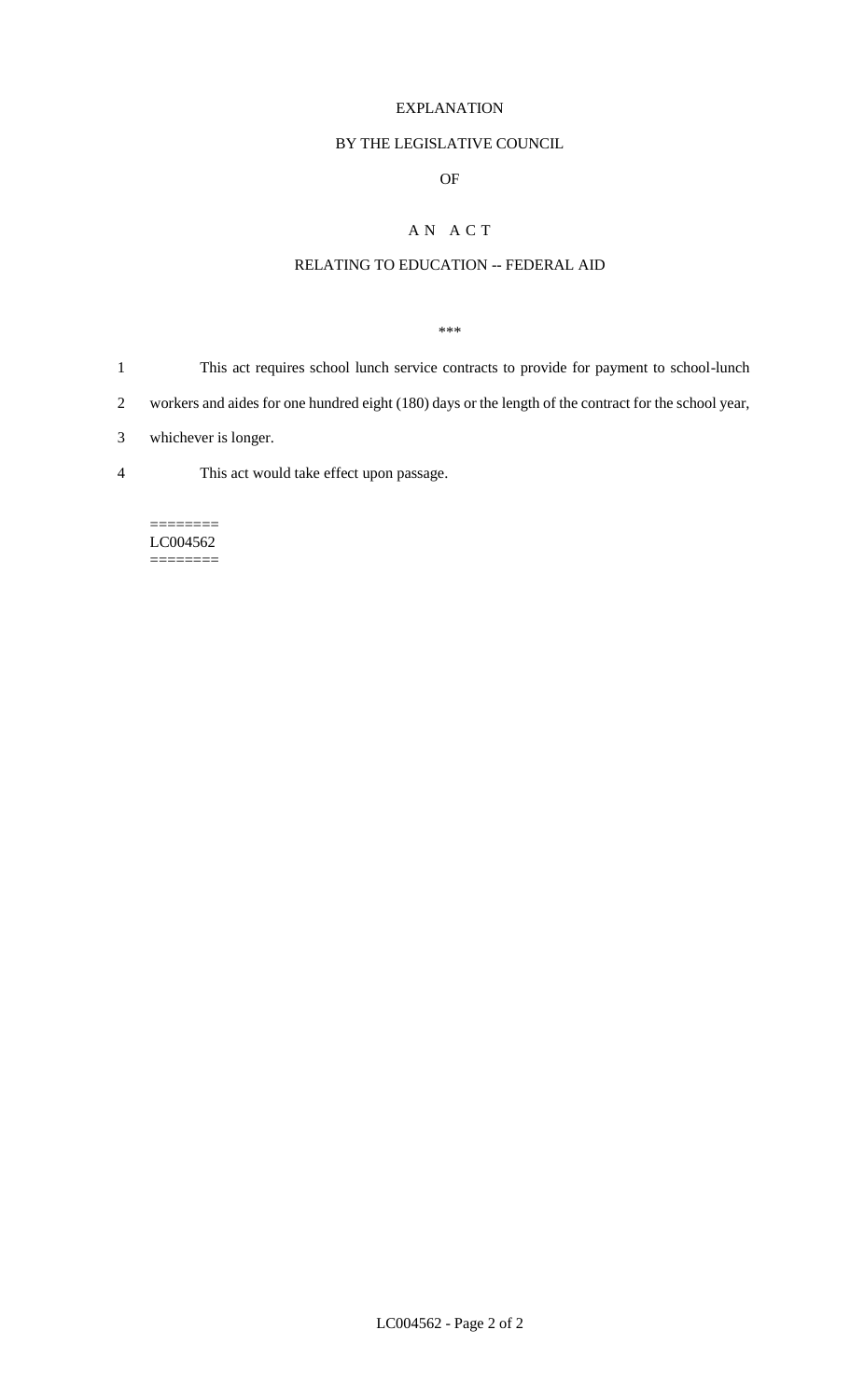EXPLANATION

BY THE LEGISLATIVE COUNCIL

OF

# A N  A C T

RELATING TO EDUCATION -- FEDERAL AID

***

This act requires school lunch service contracts to provide for payment to school-lunch workers and aides for one hundred eight (180) days or the length of the contract for the school year, whichever is longer.

This act would take effect upon passage.

========
LC004562
========